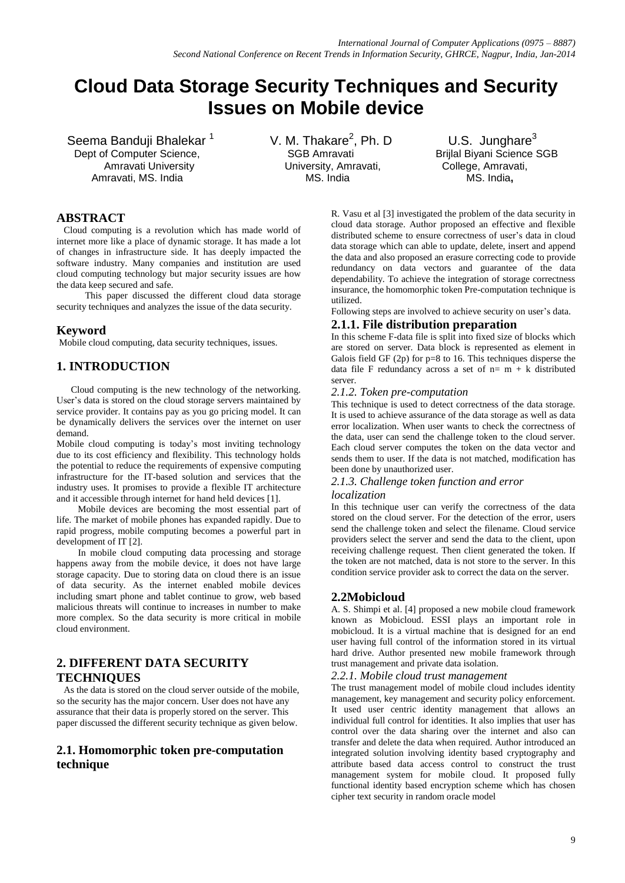# Cloud Data Storage Security Techniques and Security Issues on Mobile device

Seema Banduji Bhalekar [1]
Dept of Computer Science,
Amravati University
Amravati, MS. India

V. M. Thakare[2], Ph. D
SGB Amravati
University, Amravati,
MS. India

U.S. Junghare[3]
Brijlal Biyani Science SGB
College, Amravati,
MS. India,

## ABSTRACT

Cloud computing is a revolution which has made world of internet more like a place of dynamic storage. It has made a lot of changes in infrastructure side. It has deeply impacted the software industry. Many companies and institution are used cloud computing technology but major security issues are how the data keep secured and safe.

This paper discussed the different cloud data storage security techniques and analyzes the issue of the data security.

## Keyword

Mobile cloud computing, data security techniques, issues.

## 1. INTRODUCTION

Cloud computing is the new technology of the networking. User's data is stored on the cloud storage servers maintained by service provider. It contains pay as you go pricing model. It can be dynamically delivers the services over the internet on user demand.

Mobile cloud computing is today's most inviting technology due to its cost efficiency and flexibility. This technology holds the potential to reduce the requirements of expensive computing infrastructure for the IT-based solution and services that the industry uses. It promises to provide a flexible IT architecture and it accessible through internet for hand held devices [1].

Mobile devices are becoming the most essential part of life. The market of mobile phones has expanded rapidly. Due to rapid progress, mobile computing becomes a powerful part in development of IT [2].

In mobile cloud computing data processing and storage happens away from the mobile device, it does not have large storage capacity. Due to storing data on cloud there is an issue of data security. As the internet enabled mobile devices including smart phone and tablet continue to grow, web based malicious threats will continue to increases in number to make more complex. So the data security is more critical in mobile cloud environment.

## 2. DIFFERENT DATA SECURITY TECHNIQUES

As the data is stored on the cloud server outside of the mobile, so the security has the major concern. User does not have any assurance that their data is properly stored on the server. This paper discussed the different security technique as given below.

### 2.1. Homomorphic token pre-computation technique

R. Vasu et al [3] investigated the problem of the data security in cloud data storage. Author proposed an effective and flexible distributed scheme to ensure correctness of user's data in cloud data storage which can able to update, delete, insert and append the data and also proposed an erasure correcting code to provide redundancy on data vectors and guarantee of the data dependability. To achieve the integration of storage correctness insurance, the homomorphic token Pre-computation technique is utilized.

Following steps are involved to achieve security on user's data.

#### 2.1.1. File distribution preparation

In this scheme F-data file is split into fixed size of blocks which are stored on server. Data block is represented as element in Galois field GF (2p) for p=8 to 16. This techniques disperse the data file F redundancy across a set of n= m + k distributed server.

#### *2.1.2. Token pre-computation*

This technique is used to detect correctness of the data storage. It is used to achieve assurance of the data storage as well as data error localization. When user wants to check the correctness of the data, user can send the challenge token to the cloud server. Each cloud server computes the token on the data vector and sends them to user. If the data is not matched, modification has been done by unauthorized user.

#### *2.1.3. Challenge token function and error localization*

In this technique user can verify the correctness of the data stored on the cloud server. For the detection of the error, users send the challenge token and select the filename. Cloud service providers select the server and send the data to the client, upon receiving challenge request. Then client generated the token. If the token are not matched, data is not store to the server. In this condition service provider ask to correct the data on the server.

### 2.2Mobicloud

A. S. Shimpi et al. [4] proposed a new mobile cloud framework known as Mobicloud. ESSI plays an important role in mobicloud. It is a virtual machine that is designed for an end user having full control of the information stored in its virtual hard drive. Author presented new mobile framework through trust management and private data isolation.

#### *2.2.1. Mobile cloud trust management*

The trust management model of mobile cloud includes identity management, key management and security policy enforcement. It used user centric identity management that allows an individual full control for identities. It also implies that user has control over the data sharing over the internet and also can transfer and delete the data when required. Author introduced an integrated solution involving identity based cryptography and attribute based data access control to construct the trust management system for mobile cloud. It proposed fully functional identity based encryption scheme which has chosen cipher text security in random oracle model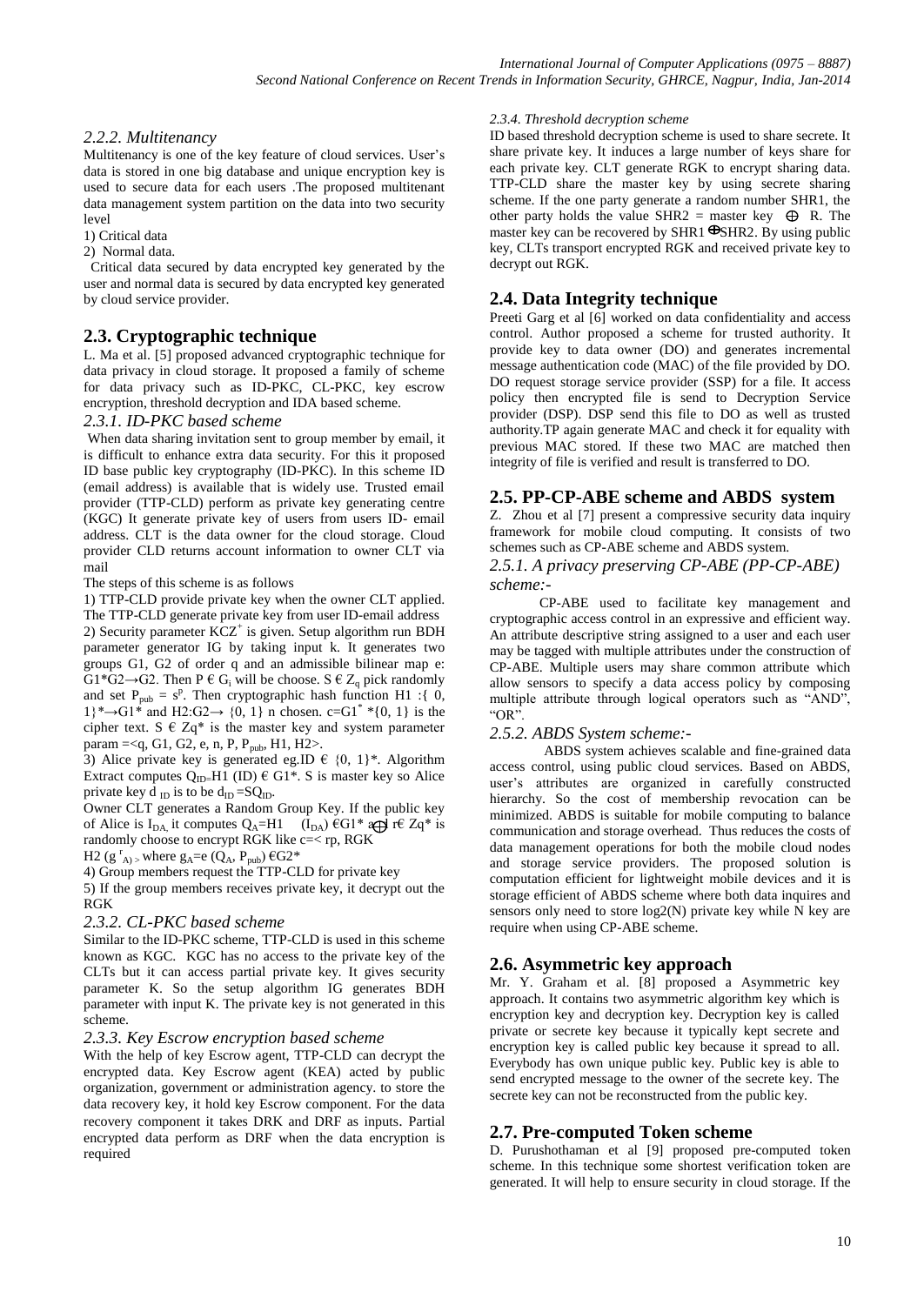### 2.2.2. Multitenancy

Multitenancy is one of the key feature of cloud services. User's data is stored in one big database and unique encryption key is used to secure data for each users .The proposed multitenant data management system partition on the data into two security level

1) Critical data
2) Normal data.

Critical data secured by data encrypted key generated by the user and normal data is secured by data encrypted key generated by cloud service provider.

## 2.3. Cryptographic technique

L. Ma et al. [5] proposed advanced cryptographic technique for data privacy in cloud storage. It proposed a family of scheme for data privacy such as ID-PKC, CL-PKC, key escrow encryption, threshold decryption and IDA based scheme.

### 2.3.1. ID-PKC based scheme

When data sharing invitation sent to group member by email, it is difficult to enhance extra data security. For this it proposed ID base public key cryptography (ID-PKC). In this scheme ID (email address) is available that is widely use. Trusted email provider (TTP-CLD) perform as private key generating centre (KGC) It generate private key of users from users ID- email address. CLT is the data owner for the cloud storage. Cloud provider CLD returns account information to owner CLT via mail

The steps of this scheme is as follows

1) TTP-CLD provide private key when the owner CLT applied. The TTP-CLD generate private key from user ID-email address
2) Security parameter $KCZ^{+}$ is given. Setup algorithm run BDH parameter generator IG by taking input k. It generates two groups G1, G2 of order q and an admissible bilinear map e: $G1*G2 \rightarrow G2$. Then $P \in G_{i}$ will be choose. $S \in Z_{q}$ pick randomly and set $P_{pub} = s^{p}$. Then cryptographic hash function H1 :{ 0, 1}$^{*} \rightarrow G1^{*}$ and $H2{:}G2 \rightarrow \{0, 1\}$ n chosen. $c{=}G1^{*} *\{0, 1\}$ is the cipher text. $S \in Zq^{*}$ is the master key and system parameter param =<q, G1, G2, e, n, P, $P_{pub}$, H1, H2>.
3) Alice private key is generated eg.ID $\in \{0, 1\}^{*}$. Algorithm Extract computes $Q_{ID}{=}H1\ (ID) \in G1^{*}$. S is master key so Alice private key $d_{ID}$ is to be $d_{ID} = SQ_{ID}$.
   Owner CLT generates a Random Group Key. If the public key of Alice is $I_{DA,}$ it computes $Q_{A}{=}H1\ \ (I_{DA}) \in G1^{*}$ and $r \in Zq^{*}$ is randomly choose to encrypt RGK like c=< rp, RGK $\oplus$ H2 ($g^{r}{}_{A)}$ > where $g_{A}{=}e\ (Q_{A}, P_{pub}) \in G2^{*}$
4) Group members request the TTP-CLD for private key
5) If the group members receives private key, it decrypt out the RGK

### 2.3.2. CL-PKC based scheme

Similar to the ID-PKC scheme, TTP-CLD is used in this scheme known as KGC. KGC has no access to the private key of the CLTs but it can access partial private key. It gives security parameter K. So the setup algorithm IG generates BDH parameter with input K. The private key is not generated in this scheme.

### 2.3.3. Key Escrow encryption based scheme

With the help of key Escrow agent, TTP-CLD can decrypt the encrypted data. Key Escrow agent (KEA) acted by public organization, government or administration agency. to store the data recovery key, it hold key Escrow component. For the data recovery component it takes DRK and DRF as inputs. Partial encrypted data perform as DRF when the data encryption is required

### 2.3.4. Threshold decryption scheme

ID based threshold decryption scheme is used to share secrete. It share private key. It induces a large number of keys share for each private key. CLT generate RGK to encrypt sharing data. TTP-CLD share the master key by using secrete sharing scheme. If the one party generate a random number SHR1, the other party holds the value SHR2 = master key $\oplus$ R. The master key can be recovered by SHR1$\oplus$SHR2. By using public key, CLTs transport encrypted RGK and received private key to decrypt out RGK.

## 2.4. Data Integrity technique

Preeti Garg et al [6] worked on data confidentiality and access control. Author proposed a scheme for trusted authority. It provide key to data owner (DO) and generates incremental message authentication code (MAC) of the file provided by DO. DO request storage service provider (SSP) for a file. It access policy then encrypted file is send to Decryption Service provider (DSP). DSP send this file to DO as well as trusted authority.TP again generate MAC and check it for equality with previous MAC stored. If these two MAC are matched then integrity of file is verified and result is transferred to DO.

## 2.5. PP-CP-ABE scheme and ABDS system

Z. Zhou et al [7] present a compressive security data inquiry framework for mobile cloud computing. It consists of two schemes such as CP-ABE scheme and ABDS system.

### 2.5.1. A privacy preserving CP-ABE (PP-CP-ABE) scheme:-

CP-ABE used to facilitate key management and cryptographic access control in an expressive and efficient way. An attribute descriptive string assigned to a user and each user may be tagged with multiple attributes under the construction of CP-ABE. Multiple users may share common attribute which allow sensors to specify a data access policy by composing multiple attribute through logical operators such as "AND", "OR".

### 2.5.2. ABDS System scheme:-

ABDS system achieves scalable and fine-grained data access control, using public cloud services. Based on ABDS, user's attributes are organized in carefully constructed hierarchy. So the cost of membership revocation can be minimized. ABDS is suitable for mobile computing to balance communication and storage overhead. Thus reduces the costs of data management operations for both the mobile cloud nodes and storage service providers. The proposed solution is computation efficient for lightweight mobile devices and it is storage efficient of ABDS scheme where both data inquires and sensors only need to store log2(N) private key while N key are require when using CP-ABE scheme.

## 2.6. Asymmetric key approach

Mr. Y. Graham et al. [8] proposed a Asymmetric key approach. It contains two asymmetric algorithm key which is encryption key and decryption key. Decryption key is called private or secrete key because it typically kept secrete and encryption key is called public key because it spread to all. Everybody has own unique public key. Public key is able to send encrypted message to the owner of the secrete key. The secrete key can not be reconstructed from the public key.

## 2.7. Pre-computed Token scheme

D. Purushothaman et al [9] proposed pre-computed token scheme. In this technique some shortest verification token are generated. It will help to ensure security in cloud storage. If the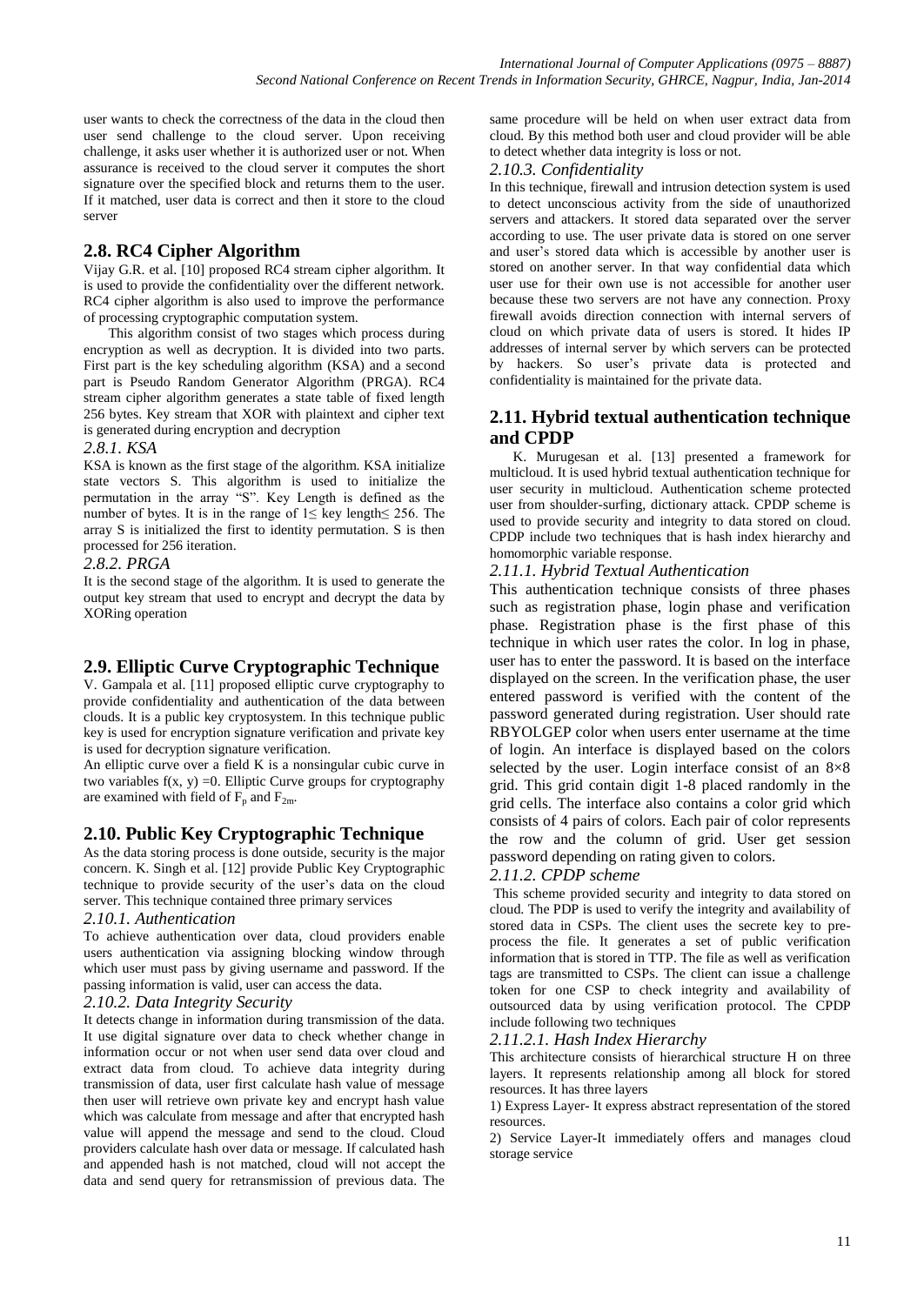user wants to check the correctness of the data in the cloud then user send challenge to the cloud server. Upon receiving challenge, it asks user whether it is authorized user or not. When assurance is received to the cloud server it computes the short signature over the specified block and returns them to the user. If it matched, user data is correct and then it store to the cloud server

## 2.8. RC4 Cipher Algorithm

Vijay G.R. et al. [10] proposed RC4 stream cipher algorithm. It is used to provide the confidentiality over the different network. RC4 cipher algorithm is also used to improve the performance of processing cryptographic computation system.

This algorithm consist of two stages which process during encryption as well as decryption. It is divided into two parts. First part is the key scheduling algorithm (KSA) and a second part is Pseudo Random Generator Algorithm (PRGA). RC4 stream cipher algorithm generates a state table of fixed length 256 bytes. Key stream that XOR with plaintext and cipher text is generated during encryption and decryption

### *2.8.1. KSA*

KSA is known as the first stage of the algorithm. KSA initialize state vectors S. This algorithm is used to initialize the permutation in the array "S". Key Length is defined as the number of bytes. It is in the range of $1 \leq$ key length$\leq 256$. The array S is initialized the first to identity permutation. S is then processed for 256 iteration.

### *2.8.2. PRGA*

It is the second stage of the algorithm. It is used to generate the output key stream that used to encrypt and decrypt the data by XORing operation

## 2.9. Elliptic Curve Cryptographic Technique

V. Gampala et al. [11] proposed elliptic curve cryptography to provide confidentiality and authentication of the data between clouds. It is a public key cryptosystem. In this technique public key is used for encryption signature verification and private key is used for decryption signature verification.

An elliptic curve over a field K is a nonsingular cubic curve in two variables $f(x, y) = 0$. Elliptic Curve groups for cryptography are examined with field of $F_p$ and $F_{2m}$.

## 2.10. Public Key Cryptographic Technique

As the data storing process is done outside, security is the major concern. K. Singh et al. [12] provide Public Key Cryptographic technique to provide security of the user's data on the cloud server. This technique contained three primary services

### *2.10.1. Authentication*

To achieve authentication over data, cloud providers enable users authentication via assigning blocking window through which user must pass by giving username and password. If the passing information is valid, user can access the data.

### *2.10.2. Data Integrity Security*

It detects change in information during transmission of the data. It use digital signature over data to check whether change in information occur or not when user send data over cloud and extract data from cloud. To achieve data integrity during transmission of data, user first calculate hash value of message then user will retrieve own private key and encrypt hash value which was calculate from message and after that encrypted hash value will append the message and send to the cloud. Cloud providers calculate hash over data or message. If calculated hash and appended hash is not matched, cloud will not accept the data and send query for retransmission of previous data. The same procedure will be held on when user extract data from cloud. By this method both user and cloud provider will be able to detect whether data integrity is loss or not.

### *2.10.3. Confidentiality*

In this technique, firewall and intrusion detection system is used to detect unconscious activity from the side of unauthorized servers and attackers. It stored data separated over the server according to use. The user private data is stored on one server and user's stored data which is accessible by another user is stored on another server. In that way confidential data which user use for their own use is not accessible for another user because these two servers are not have any connection. Proxy firewall avoids direction connection with internal servers of cloud on which private data of users is stored. It hides IP addresses of internal server by which servers can be protected by hackers. So user's private data is protected and confidentiality is maintained for the private data.

## 2.11. Hybrid textual authentication technique and CPDP

K. Murugesan et al. [13] presented a framework for multicloud. It is used hybrid textual authentication technique for user security in multicloud. Authentication scheme protected user from shoulder-surfing, dictionary attack. CPDP scheme is used to provide security and integrity to data stored on cloud. CPDP include two techniques that is hash index hierarchy and homomorphic variable response.

### *2.11.1. Hybrid Textual Authentication*

This authentication technique consists of three phases such as registration phase, login phase and verification phase. Registration phase is the first phase of this technique in which user rates the color. In log in phase, user has to enter the password. It is based on the interface displayed on the screen. In the verification phase, the user entered password is verified with the content of the password generated during registration. User should rate RBYOLGEP color when users enter username at the time of login. An interface is displayed based on the colors selected by the user. Login interface consist of an 8×8 grid. This grid contain digit 1-8 placed randomly in the grid cells. The interface also contains a color grid which consists of 4 pairs of colors. Each pair of color represents the row and the column of grid. User get session password depending on rating given to colors.

### *2.11.2. CPDP scheme*

This scheme provided security and integrity to data stored on cloud. The PDP is used to verify the integrity and availability of stored data in CSPs. The client uses the secrete key to pre-process the file. It generates a set of public verification information that is stored in TTP. The file as well as verification tags are transmitted to CSPs. The client can issue a challenge token for one CSP to check integrity and availability of outsourced data by using verification protocol. The CPDP include following two techniques

#### *2.11.2.1. Hash Index Hierarchy*

This architecture consists of hierarchical structure H on three layers. It represents relationship among all block for stored resources. It has three layers

1) Express Layer- It express abstract representation of the stored resources.

2) Service Layer-It immediately offers and manages cloud storage service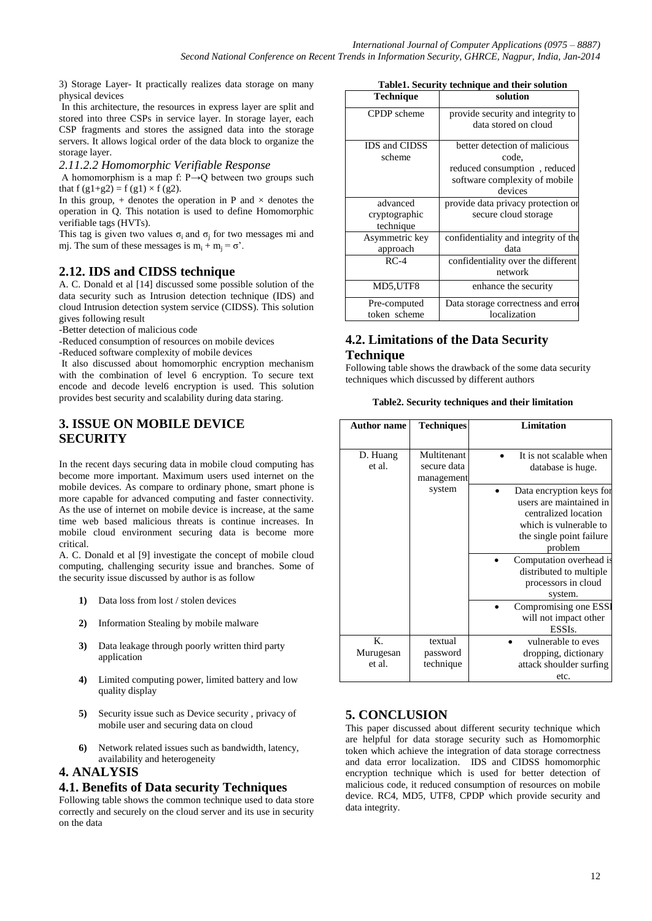3) Storage Layer- It practically realizes data storage on many physical devices

In this architecture, the resources in express layer are split and stored into three CSPs in service layer. In storage layer, each CSP fragments and stores the assigned data into the storage servers. It allows logical order of the data block to organize the storage layer.

*2.11.2.2 Homomorphic Verifiable Response*

A homomorphism is a map f: P→Q between two groups such that f (g1+g2) = f (g1) × f (g2).

In this group, + denotes the operation in P and × denotes the operation in Q. This notation is used to define Homomorphic verifiable tags (HVTs).

This tag is given two values $\sigma_i$ and $\sigma_j$ for two messages mi and mj. The sum of these messages is $m_i + m_j = \sigma'$.

## 2.12. IDS and CIDSS technique

A. C. Donald et al [14] discussed some possible solution of the data security such as Intrusion detection technique (IDS) and cloud Intrusion detection system service (CIDSS). This solution gives following result

-Better detection of malicious code

-Reduced consumption of resources on mobile devices

-Reduced software complexity of mobile devices

It also discussed about homomorphic encryption mechanism with the combination of level 6 encryption. To secure text encode and decode level6 encryption is used. This solution provides best security and scalability during data staring.

# 3. ISSUE ON MOBILE DEVICE SECURITY

In the recent days securing data in mobile cloud computing has become more important. Maximum users used internet on the mobile devices. As compare to ordinary phone, smart phone is more capable for advanced computing and faster connectivity. As the use of internet on mobile device is increase, at the same time web based malicious threats is continue increases. In mobile cloud environment securing data is become more critical.

A. C. Donald et al [9] investigate the concept of mobile cloud computing, challenging security issue and branches. Some of the security issue discussed by author is as follow

1) Data loss from lost / stolen devices
2) Information Stealing by mobile malware
3) Data leakage through poorly written third party application
4) Limited computing power, limited battery and low quality display
5) Security issue such as Device security , privacy of mobile user and securing data on cloud
6) Network related issues such as bandwidth, latency, availability and heterogeneity

# 4. ANALYSIS

## 4.1. Benefits of Data security Techniques

Following table shows the common technique used to data store correctly and securely on the cloud server and its use in security on the data

**Table1. Security technique and their solution**

| Technique | solution |
|---|---|
| CPDP scheme | provide security and integrity to data stored on cloud |
| IDS and CIDSS scheme | better detection of malicious code, reduced consumption , reduced software complexity of mobile devices |
| advanced cryptographic technique | provide data privacy protection on secure cloud storage |
| Asymmetric key approach | confidentiality and integrity of the data |
| RC-4 | confidentiality over the different network |
| MD5,UTF8 | enhance the security |
| Pre-computed token scheme | Data storage correctness and error localization |

## 4.2. Limitations of the Data Security Technique

Following table shows the drawback of the some data security techniques which discussed by different authors

**Table2. Security techniques and their limitation**

| Author name | Techniques | Limitation |
|---|---|---|
| D. Huang et al. | Multitenant secure data management system | • It is not scalable when database is huge. |
| | | • Data encryption keys for users are maintained in centralized location which is vulnerable to the single point failure problem |
| | | • Computation overhead is distributed to multiple processors in cloud system. |
| | | • Compromising one ESSI will not impact other ESSIs. |
| K. Murugesan et al. | textual password technique | • vulnerable to eves dropping, dictionary attack shoulder surfing etc. |

# 5. CONCLUSION

This paper discussed about different security technique which are helpful for data storage security such as Homomorphic token which achieve the integration of data storage correctness and data error localization. IDS and CIDSS homomorphic encryption technique which is used for better detection of malicious code, it reduced consumption of resources on mobile device. RC4, MD5, UTF8, CPDP which provide security and data integrity.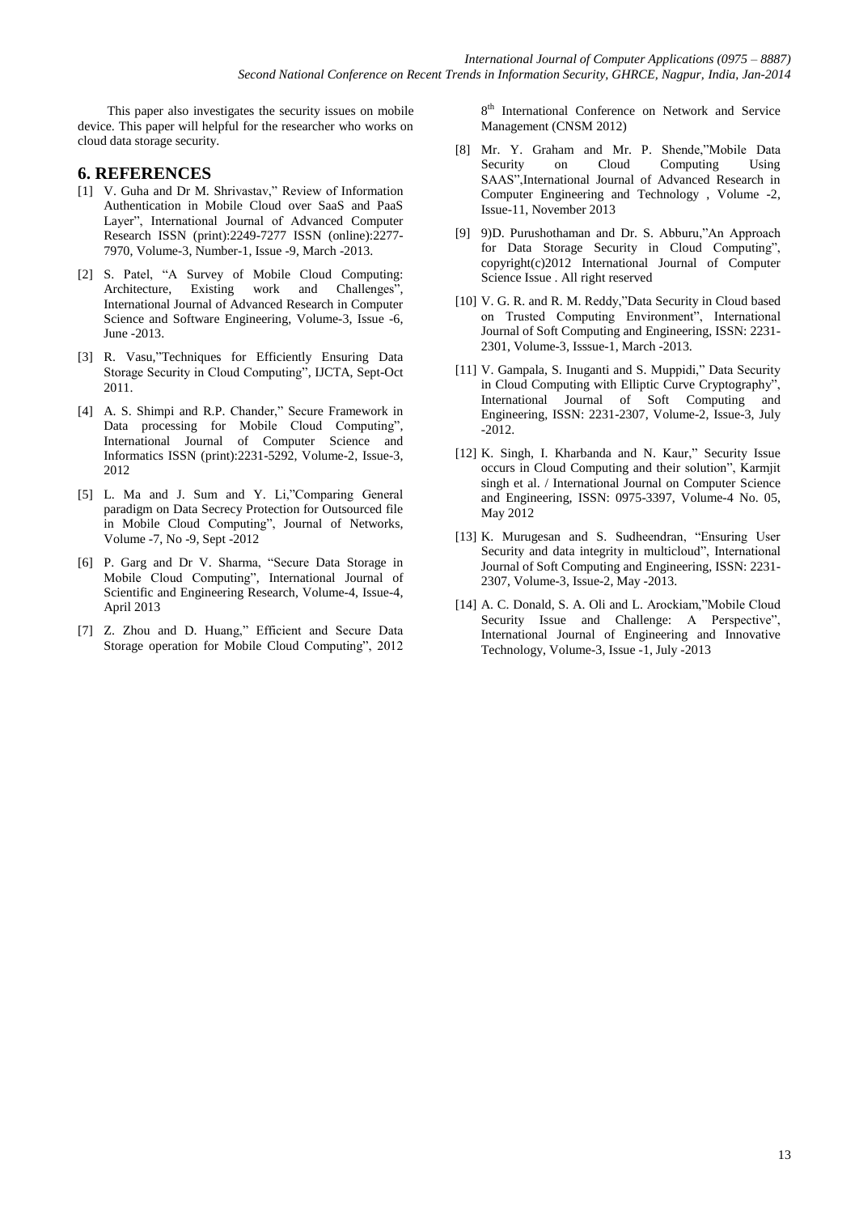This paper also investigates the security issues on mobile device. This paper will helpful for the researcher who works on cloud data storage security.

## 6. REFERENCES

[1] V. Guha and Dr M. Shrivastav," Review of Information Authentication in Mobile Cloud over SaaS and PaaS Layer", International Journal of Advanced Computer Research ISSN (print):2249-7277 ISSN (online):2277-7970, Volume-3, Number-1, Issue -9, March -2013.

[2] S. Patel, "A Survey of Mobile Cloud Computing: Architecture, Existing work and Challenges", International Journal of Advanced Research in Computer Science and Software Engineering, Volume-3, Issue -6, June -2013.

[3] R. Vasu,"Techniques for Efficiently Ensuring Data Storage Security in Cloud Computing", IJCTA, Sept-Oct 2011.

[4] A. S. Shimpi and R.P. Chander," Secure Framework in Data processing for Mobile Cloud Computing", International Journal of Computer Science and Informatics ISSN (print):2231-5292, Volume-2, Issue-3, 2012

[5] L. Ma and J. Sum and Y. Li,"Comparing General paradigm on Data Secrecy Protection for Outsourced file in Mobile Cloud Computing", Journal of Networks, Volume -7, No -9, Sept -2012

[6] P. Garg and Dr V. Sharma, "Secure Data Storage in Mobile Cloud Computing", International Journal of Scientific and Engineering Research, Volume-4, Issue-4, April 2013

[7] Z. Zhou and D. Huang," Efficient and Secure Data Storage operation for Mobile Cloud Computing", 2012 8th International Conference on Network and Service Management (CNSM 2012)

[8] Mr. Y. Graham and Mr. P. Shende,"Mobile Data Security on Cloud Computing Using SAAS",International Journal of Advanced Research in Computer Engineering and Technology , Volume -2, Issue-11, November 2013

[9] 9)D. Purushothaman and Dr. S. Abburu,"An Approach for Data Storage Security in Cloud Computing", copyright(c)2012 International Journal of Computer Science Issue . All right reserved

[10] V. G. R. and R. M. Reddy,"Data Security in Cloud based on Trusted Computing Environment", International Journal of Soft Computing and Engineering, ISSN: 2231-2301, Volume-3, Isssue-1, March -2013.

[11] V. Gampala, S. Inuganti and S. Muppidi," Data Security in Cloud Computing with Elliptic Curve Cryptography", International Journal of Soft Computing and Engineering, ISSN: 2231-2307, Volume-2, Issue-3, July -2012.

[12] K. Singh, I. Kharbanda and N. Kaur," Security Issue occurs in Cloud Computing and their solution", Karmjit singh et al. / International Journal on Computer Science and Engineering, ISSN: 0975-3397, Volume-4 No. 05, May 2012

[13] K. Murugesan and S. Sudheendran, "Ensuring User Security and data integrity in multicloud", International Journal of Soft Computing and Engineering, ISSN: 2231-2307, Volume-3, Issue-2, May -2013.

[14] A. C. Donald, S. A. Oli and L. Arockiam,"Mobile Cloud Security Issue and Challenge: A Perspective", International Journal of Engineering and Innovative Technology, Volume-3, Issue -1, July -2013